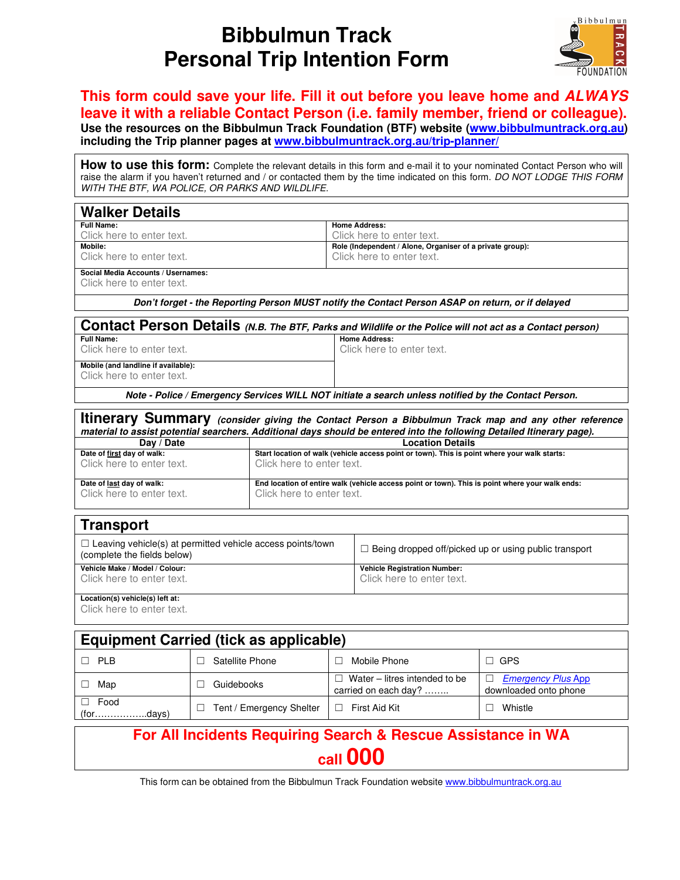# Bibbulmun Track Personal Trip Intention Form

**This form could save your life. Fill it out before you leave home and *ALWAYS* leave it with a reliable Contact Person (i.e. family member, friend or colleague).**

**Use the resources on the Bibbulmun Track Foundation (BTF) website ([www.bibbulmuntrack.org.au](www.bibbulmuntrack.org.au)) including the Trip planner pages at [www.bibbulmuntrack.org.au/trip-planner/](www.bibbulmuntrack.org.au/trip-planner/)**

**How to use this form:** Complete the relevant details in this form and e-mail it to your nominated Contact Person who will raise the alarm if you haven't returned and / or contacted them by the time indicated on this form. *DO NOT LODGE THIS FORM WITH THE BTF, WA POLICE, OR PARKS AND WILDLIFE.*

## Walker Details

| **Full Name:** | **Home Address:** |
|---|---|
| Click here to enter text. | Click here to enter text. |
| **Mobile:** Click here to enter text. | **Role (Independent / Alone, Organiser of a private group):** Click here to enter text. |
| **Social Media Accounts / Usernames:** Click here to enter text. | |

***Don't forget - the Reporting Person MUST notify the Contact Person ASAP on return, or if delayed***

## Contact Person Details *(N.B. The BTF, Parks and Wildlife or the Police will not act as a Contact person)*

| **Full Name:** | **Home Address:** |
|---|---|
| Click here to enter text. | Click here to enter text. |
| **Mobile (and landline if available):** Click here to enter text. | |

***Note - Police / Emergency Services WILL NOT initiate a search unless notified by the Contact Person.***

## Itinerary Summary *(consider giving the Contact Person a Bibbulmun Track map and any other reference material to assist potential searchers. Additional days should be entered into the following Detailed Itinerary page).*

| Day / Date | Location Details |
|---|---|
| **Date of first day of walk:** Click here to enter text. | **Start location of walk (vehicle access point or town). This is point where your walk starts:** Click here to enter text. |
| **Date of last day of walk:** Click here to enter text. | **End location of entire walk (vehicle access point or town). This is point where your walk ends:** Click here to enter text. |

## Transport

| ☐ Leaving vehicle(s) at permitted vehicle access points/town (complete the fields below) | ☐ Being dropped off/picked up or using public transport |
|---|---|
| **Vehicle Make / Model / Colour:** Click here to enter text. | **Vehicle Registration Number:** Click here to enter text. |
| **Location(s) vehicle(s) left at:** Click here to enter text. | |

## Equipment Carried (tick as applicable)

| | | | |
|---|---|---|---|
| ☐ PLB | ☐ Satellite Phone | ☐ Mobile Phone | ☐ GPS |
| ☐ Map | ☐ Guidebooks | ☐ Water – litres intended to be carried on each day? …….. | ☐ *Emergency Plus App* downloaded onto phone |
| ☐ Food (for……………..days) | ☐ Tent / Emergency Shelter | ☐ First Aid Kit | ☐ Whistle |

**For All Incidents Requiring Search & Rescue Assistance in WA call 000**

This form can be obtained from the Bibbulmun Track Foundation website [www.bibbulmuntrack.org.au](www.bibbulmuntrack.org.au)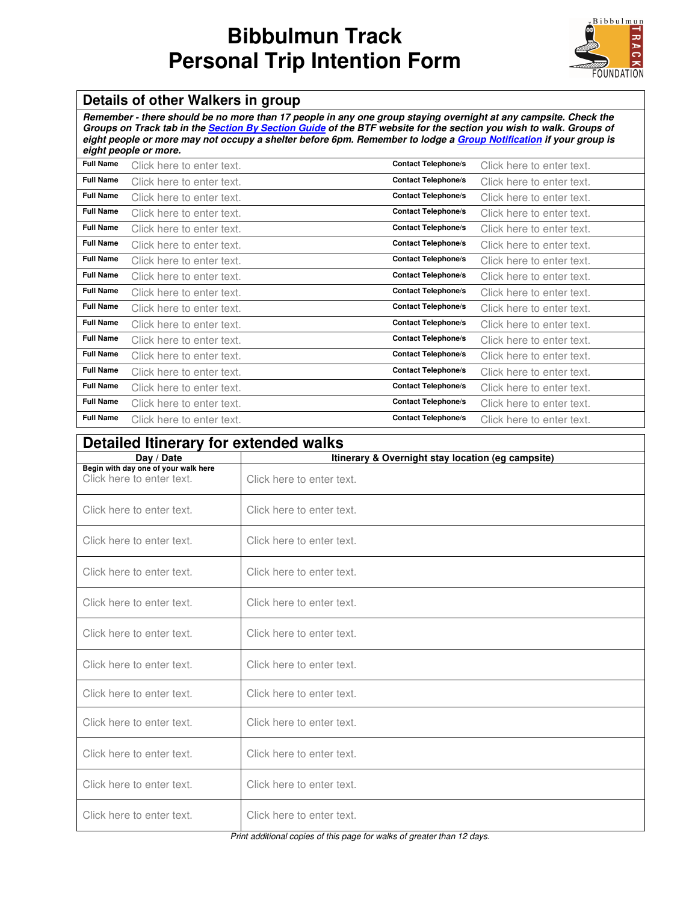# Bibbulmun Track
# Personal Trip Intention Form

## Details of other Walkers in group

***Remember - there should be no more than 17 people in any one group staying overnight at any campsite. Check the Groups on Track tab in the Section By Section Guide of the BTF website for the section you wish to walk. Groups of eight people or more may not occupy a shelter before 6pm. Remember to lodge a Group Notification if your group is eight people or more.***

| | | | |
|---|---|---|---|
| **Full Name** | Click here to enter text. | **Contact Telephone/s** | Click here to enter text. |
| **Full Name** | Click here to enter text. | **Contact Telephone/s** | Click here to enter text. |
| **Full Name** | Click here to enter text. | **Contact Telephone/s** | Click here to enter text. |
| **Full Name** | Click here to enter text. | **Contact Telephone/s** | Click here to enter text. |
| **Full Name** | Click here to enter text. | **Contact Telephone/s** | Click here to enter text. |
| **Full Name** | Click here to enter text. | **Contact Telephone/s** | Click here to enter text. |
| **Full Name** | Click here to enter text. | **Contact Telephone/s** | Click here to enter text. |
| **Full Name** | Click here to enter text. | **Contact Telephone/s** | Click here to enter text. |
| **Full Name** | Click here to enter text. | **Contact Telephone/s** | Click here to enter text. |
| **Full Name** | Click here to enter text. | **Contact Telephone/s** | Click here to enter text. |
| **Full Name** | Click here to enter text. | **Contact Telephone/s** | Click here to enter text. |
| **Full Name** | Click here to enter text. | **Contact Telephone/s** | Click here to enter text. |
| **Full Name** | Click here to enter text. | **Contact Telephone/s** | Click here to enter text. |
| **Full Name** | Click here to enter text. | **Contact Telephone/s** | Click here to enter text. |
| **Full Name** | Click here to enter text. | **Contact Telephone/s** | Click here to enter text. |
| **Full Name** | Click here to enter text. | **Contact Telephone/s** | Click here to enter text. |
| **Full Name** | Click here to enter text. | **Contact Telephone/s** | Click here to enter text. |

## Detailed Itinerary for extended walks

| Day / Date | Itinerary & Overnight stay location (eg campsite) |
|---|---|
| **Begin with day one of your walk here** Click here to enter text. | Click here to enter text. |
| Click here to enter text. | Click here to enter text. |
| Click here to enter text. | Click here to enter text. |
| Click here to enter text. | Click here to enter text. |
| Click here to enter text. | Click here to enter text. |
| Click here to enter text. | Click here to enter text. |
| Click here to enter text. | Click here to enter text. |
| Click here to enter text. | Click here to enter text. |
| Click here to enter text. | Click here to enter text. |
| Click here to enter text. | Click here to enter text. |
| Click here to enter text. | Click here to enter text. |
| Click here to enter text. | Click here to enter text. |

*Print additional copies of this page for walks of greater than 12 days.*